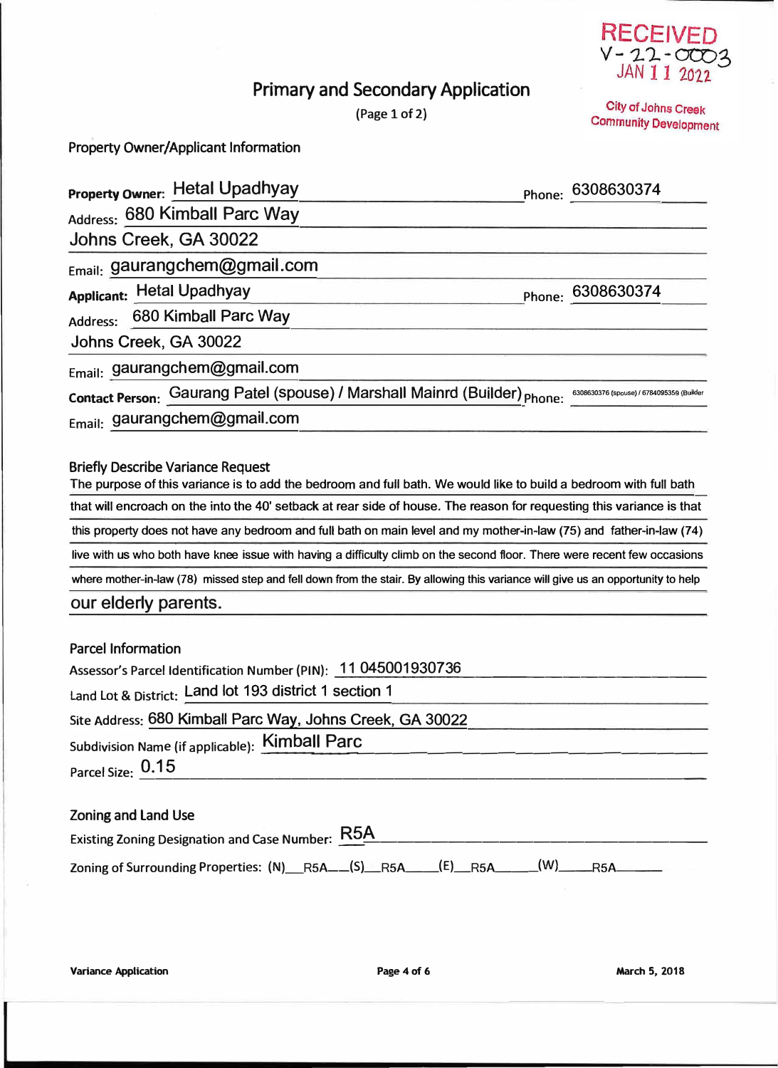RECEIVED
V-22-0003
JAN 11 2022

City of Johns Creek
Community Development

# Primary and Secondary Application

(Page 1 of 2)

## Property Owner/Applicant Information

**Property Owner:** Hetal Upadhyay  Phone: 6308630374

Address: 680 Kimball Parc Way
Johns Creek, GA 30022

Email: gaurangchem@gmail.com

**Applicant:** Hetal Upadhyay  Phone: 6308630374

Address: 680 Kimball Parc Way
Johns Creek, GA 30022

Email: gaurangchem@gmail.com

**Contact Person:** Gaurang Patel (spouse) / Marshall Mainrd (Builder) Phone: 6308630376 (spouse) / 6784095359 (Builder

Email: gaurangchem@gmail.com

## Briefly Describe Variance Request

The purpose of this variance is to add the bedroom and full bath. We would like to build a bedroom with full bath that will encroach on the into the 40' setback at rear side of house. The reason for requesting this variance is that this property does not have any bedroom and full bath on main level and my mother-in-law (75) and father-in-law (74) live with us who both have knee issue with having a difficulty climb on the second floor. There were recent few occasions where mother-in-law (78) missed step and fell down from the stair. By allowing this variance will give us an opportunity to help our elderly parents.

## Parcel Information

Assessor's Parcel Identification Number (PIN): 11 045001930736

Land Lot & District: Land lot 193 district 1 section 1

Site Address: 680 Kimball Parc Way, Johns Creek, GA 30022

Subdivision Name (if applicable): Kimball Parc

Parcel Size: 0.15

## Zoning and Land Use

Existing Zoning Designation and Case Number: R5A

Zoning of Surrounding Properties: (N) R5A (S) R5A (E) R5A (W) R5A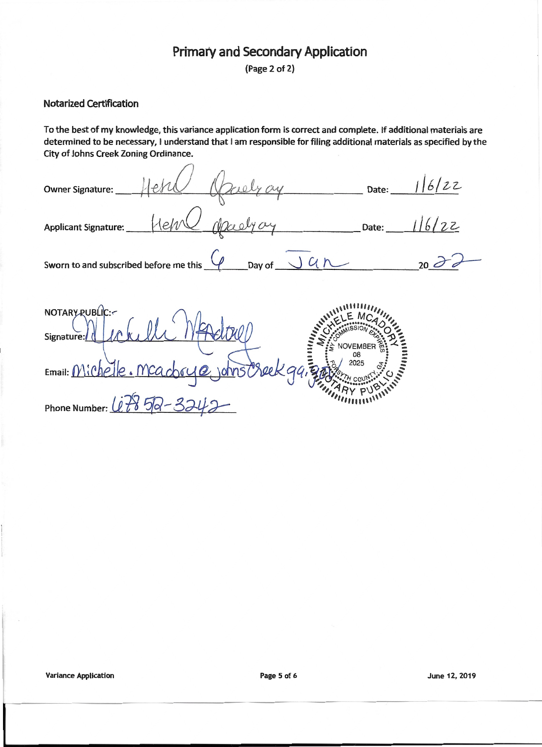# Primary and Secondary Application

**(Page 2 of 2)**

## Notarized Certification

To the best of my knowledge, this variance application form is correct and complete. If additional materials are determined to be necessary, I understand that I am responsible for filing additional materials as specified by the City of Johns Creek Zoning Ordinance.

Owner Signature: Hend Apaelyay  Date: 1/6/22

Applicant Signature: Hend Apaelyay  Date: 1/6/22

Sworn to and subscribed before me this 6 Day of Jan 20 22

NOTARY PUBLIC:

Signature: Michelle McAdory

Email: michelle.mcadory@johnscreekga.gov

Phone Number: 678 512-3242

MICHELE MCADORY
MY COMMISSION EXPIRES
NOVEMBER 08 2025
FORSYTH COUNTY, GA.
NOTARY PUBLIC

Variance Application  June 12, 2019